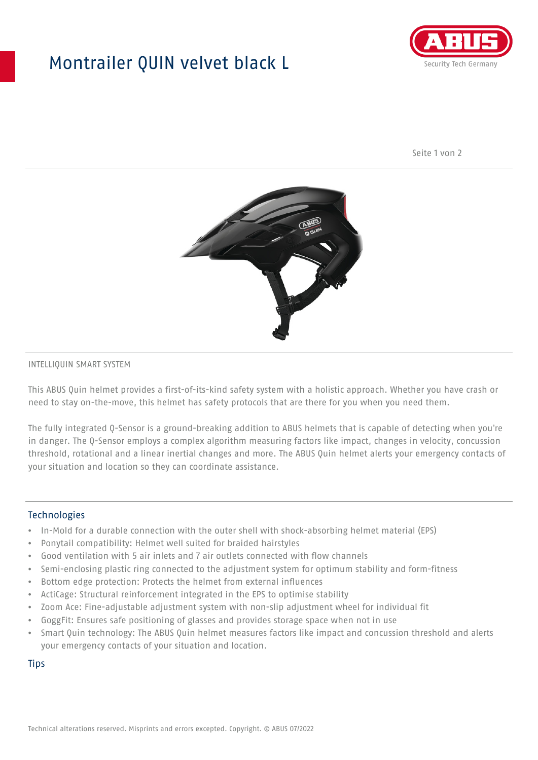# Montrailer QUIN velvet black L

INTELLIQUIN SMART SYSTEM

This ABUS Quin helmet provides a first-of-its-kind safety system with a holistic approach. Whether you have crash or need to stay on-the-move, this helmet has safety protocols that are there for you when you need them.

The fully integrated Q-Sensor is a ground-breaking addition to ABUS helmets that is capable of detecting when you're in danger. The Q-Sensor employs a complex algorithm measuring factors like impact, changes in velocity, concussion threshold, rotational and a linear inertial changes and more. The ABUS Quin helmet alerts your emergency contacts of your situation and location so they can coordinate assistance.

## Technologies

- In-Mold for a durable connection with the outer shell with shock-absorbing helmet material (EPS)
- Ponytail compatibility: Helmet well suited for braided hairstyles
- Good ventilation with 5 air inlets and 7 air outlets connected with flow channels
- Semi-enclosing plastic ring connected to the adjustment system for optimum stability and form-fitness
- Bottom edge protection: Protects the helmet from external influences
- ActiCage: Structural reinforcement integrated in the EPS to optimise stability
- Zoom Ace: Fine-adjustable adjustment system with non-slip adjustment wheel for individual fit
- GoggFit: Ensures safe positioning of glasses and provides storage space when not in use
- Smart Quin technology: The ABUS Quin helmet measures factors like impact and concussion threshold and alerts your emergency contacts of your situation and location.

## Tips

Technical alterations reserved. Misprints and errors excepted. Copyright. © ABUS 07/2022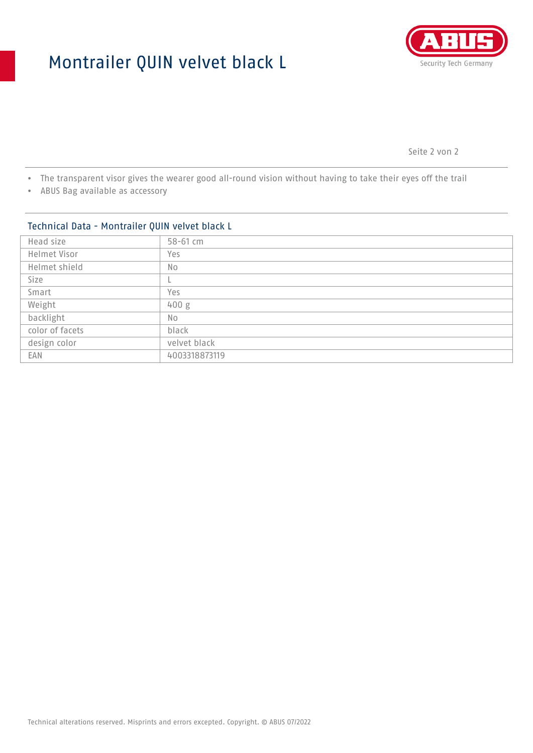# Montrailer QUIN velvet black L

- The transparent visor gives the wearer good all-round vision without having to take their eyes off the trail
- ABUS Bag available as accessory

## Technical Data - Montrailer QUIN velvet black L

| | |
|---|---|
| Head size | 58-61 cm |
| Helmet Visor | Yes |
| Helmet shield | No |
| Size | L |
| Smart | Yes |
| Weight | 400 g |
| backlight | No |
| color of facets | black |
| design color | velvet black |
| EAN | 4003318873119 |

Technical alterations reserved. Misprints and errors excepted. Copyright. © ABUS 07/2022